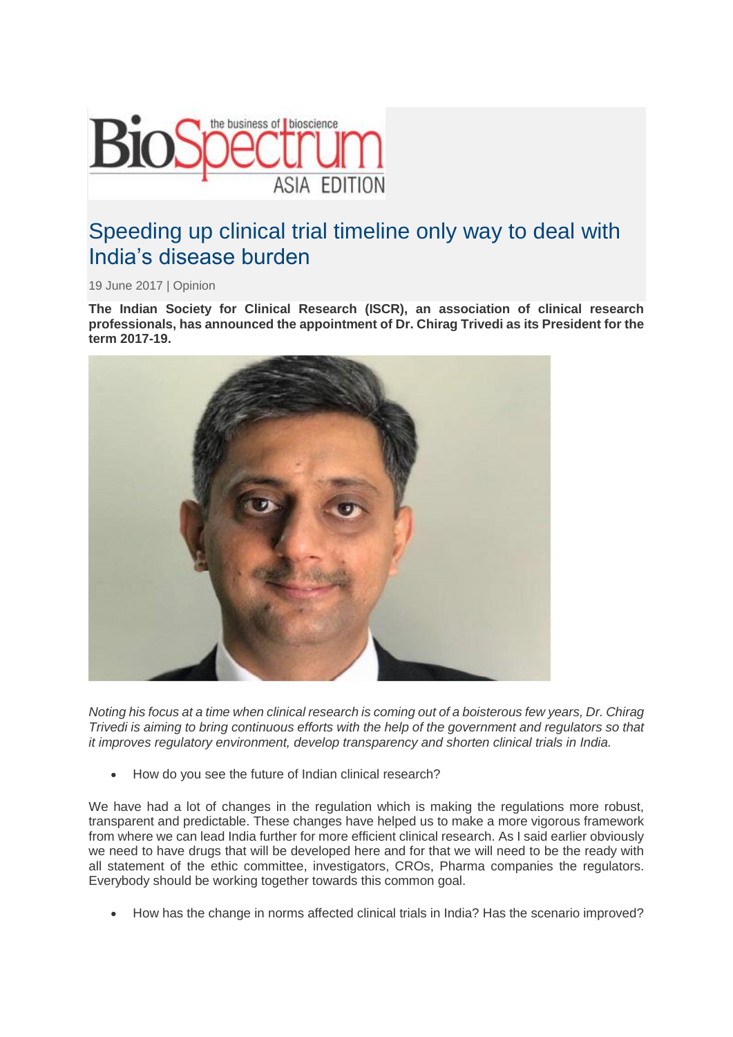BioSpectrum the business of bioscience ASIA EDITION

# Speeding up clinical trial timeline only way to deal with India's disease burden

19 June 2017 | Opinion

**The Indian Society for Clinical Research (ISCR), an association of clinical research professionals, has announced the appointment of Dr. Chirag Trivedi as its President for the term 2017-19.**

*Noting his focus at a time when clinical research is coming out of a boisterous few years, Dr. Chirag Trivedi is aiming to bring continuous efforts with the help of the government and regulators so that it improves regulatory environment, develop transparency and shorten clinical trials in India.*

- How do you see the future of Indian clinical research?

We have had a lot of changes in the regulation which is making the regulations more robust, transparent and predictable. These changes have helped us to make a more vigorous framework from where we can lead India further for more efficient clinical research. As I said earlier obviously we need to have drugs that will be developed here and for that we will need to be the ready with all statement of the ethic committee, investigators, CROs, Pharma companies the regulators. Everybody should be working together towards this common goal.

- How has the change in norms affected clinical trials in India? Has the scenario improved?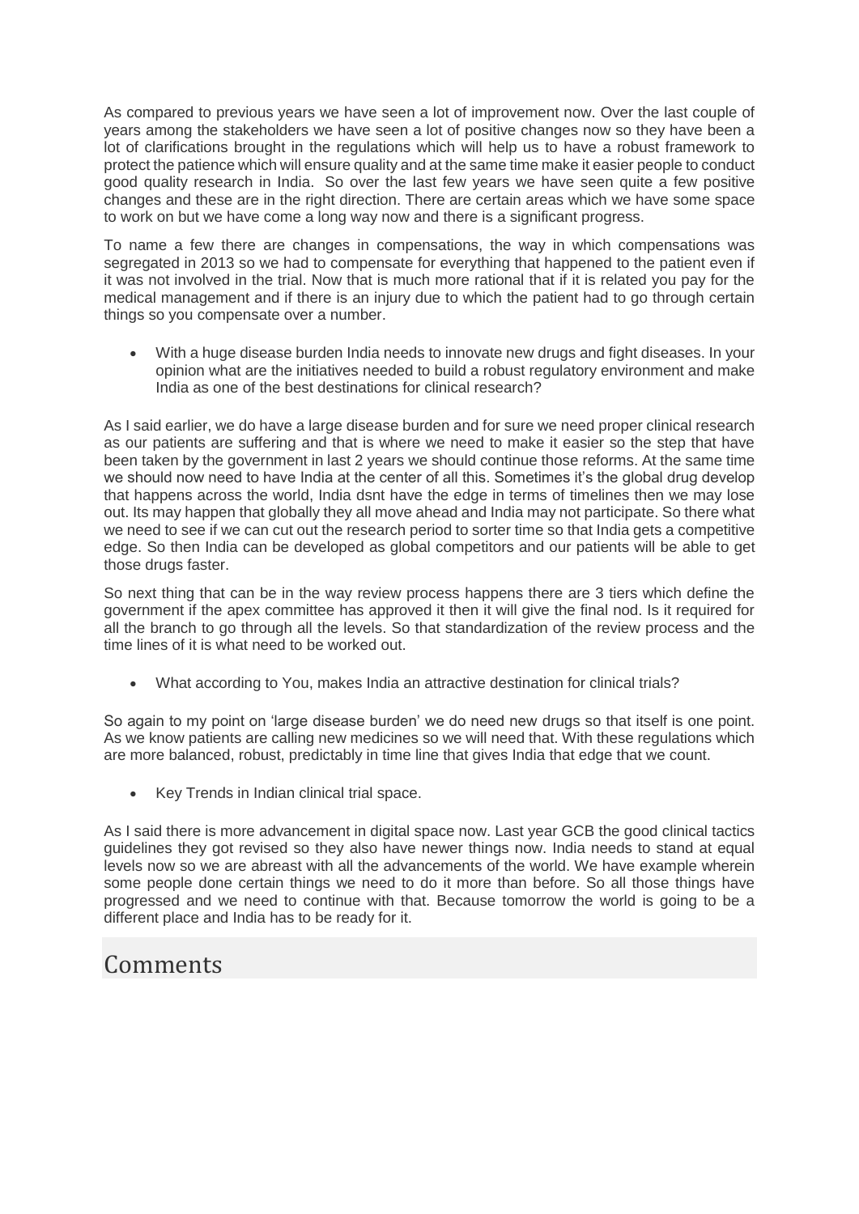As compared to previous years we have seen a lot of improvement now. Over the last couple of years among the stakeholders we have seen a lot of positive changes now so they have been a lot of clarifications brought in the regulations which will help us to have a robust framework to protect the patience which will ensure quality and at the same time make it easier people to conduct good quality research in India. So over the last few years we have seen quite a few positive changes and these are in the right direction. There are certain areas which we have some space to work on but we have come a long way now and there is a significant progress.

To name a few there are changes in compensations, the way in which compensations was segregated in 2013 so we had to compensate for everything that happened to the patient even if it was not involved in the trial. Now that is much more rational that if it is related you pay for the medical management and if there is an injury due to which the patient had to go through certain things so you compensate over a number.

- With a huge disease burden India needs to innovate new drugs and fight diseases. In your opinion what are the initiatives needed to build a robust regulatory environment and make India as one of the best destinations for clinical research?

As I said earlier, we do have a large disease burden and for sure we need proper clinical research as our patients are suffering and that is where we need to make it easier so the step that have been taken by the government in last 2 years we should continue those reforms. At the same time we should now need to have India at the center of all this. Sometimes it's the global drug develop that happens across the world, India dsnt have the edge in terms of timelines then we may lose out. Its may happen that globally they all move ahead and India may not participate. So there what we need to see if we can cut out the research period to sorter time so that India gets a competitive edge. So then India can be developed as global competitors and our patients will be able to get those drugs faster.

So next thing that can be in the way review process happens there are 3 tiers which define the government if the apex committee has approved it then it will give the final nod. Is it required for all the branch to go through all the levels. So that standardization of the review process and the time lines of it is what need to be worked out.

- What according to You, makes India an attractive destination for clinical trials?

So again to my point on 'large disease burden' we do need new drugs so that itself is one point. As we know patients are calling new medicines so we will need that. With these regulations which are more balanced, robust, predictably in time line that gives India that edge that we count.

- Key Trends in Indian clinical trial space.

As I said there is more advancement in digital space now. Last year GCB the good clinical tactics guidelines they got revised so they also have newer things now. India needs to stand at equal levels now so we are abreast with all the advancements of the world. We have example wherein some people done certain things we need to do it more than before. So all those things have progressed and we need to continue with that. Because tomorrow the world is going to be a different place and India has to be ready for it.

## Comments